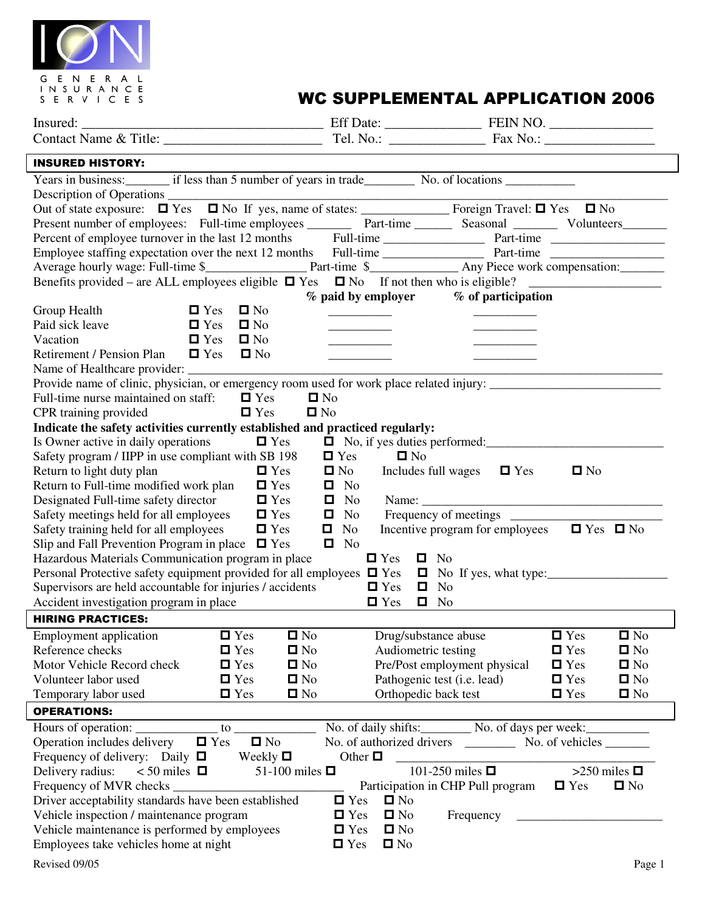ION GENERAL INSURANCE SERVICES

# WC SUPPLEMENTAL APPLICATION 2006

Insured: ___________________________________ Eff Date: _____________ FEIN NO. ______________

Contact Name & Title: ______________________ Tel. No.: _____________ Fax No.: _______________

## INSURED HISTORY:

Years in business:_______ if less than 5 number of years in trade________ No. of locations ___________

Description of Operations ______________________________________________________________

Out of state exposure: ☐ Yes ☐ No If yes, name of states: ______________ Foreign Travel: ☐ Yes ☐ No

Present number of employees: Full-time employees _______ Part-time ______ Seasonal _______ Volunteers_______

Percent of employee turnover in the last 12 months Full-time _______________ Part-time _________________

Employee staffing expectation over the next 12 months Full-time _______________ Part-time _________________

Average hourly wage: Full-time $________________ Part-time $______________ Any Piece work compensation:_______

Benefits provided – are ALL employees eligible ☐ Yes ☐ No If not then who is eligible? ____________________

| | | | **% paid by employer** | **% of participation** |
|---|---|---|---|---|
| Group Health | ☐ Yes | ☐ No | __________ | __________ |
| Paid sick leave | ☐ Yes | ☐ No | __________ | __________ |
| Vacation | ☐ Yes | ☐ No | __________ | __________ |
| Retirement / Pension Plan | ☐ Yes | ☐ No | __________ | __________ |

Name of Healthcare provider: ______________________________________________________________

Provide name of clinic, physician, or emergency room used for work place related injury: ___________________________

Full-time nurse maintained on staff: ☐ Yes ☐ No

CPR training provided ☐ Yes ☐ No

**Indicate the safety activities currently established and practiced regularly:**

Is Owner active in daily operations ☐ Yes ☐ No, if yes duties performed:____________________________

Safety program / IIPP in use compliant with SB 198 ☐ Yes ☐ No

Return to light duty plan ☐ Yes ☐ No Includes full wages ☐ Yes ☐ No

Return to Full-time modified work plan ☐ Yes ☐ No

Designated Full-time safety director ☐ Yes ☐ No Name: ________________________________________

Safety meetings held for all employees ☐ Yes ☐ No Frequency of meetings ____________________

Safety training held for all employees ☐ Yes ☐ No Incentive program for employees ☐ Yes ☐ No

Slip and Fall Prevention Program in place ☐ Yes ☐ No

Hazardous Materials Communication program in place ☐ Yes ☐ No

Personal Protective safety equipment provided for all employees ☐ Yes ☐ No If yes, what type:_________________

Supervisors are held accountable for injuries / accidents ☐ Yes ☐ No

Accident investigation program in place ☐ Yes ☐ No

## HIRING PRACTICES:

| | | | | | |
|---|---|---|---|---|---|
| Employment application | ☐ Yes | ☐ No | Drug/substance abuse | ☐ Yes | ☐ No |
| Reference checks | ☐ Yes | ☐ No | Audiometric testing | ☐ Yes | ☐ No |
| Motor Vehicle Record check | ☐ Yes | ☐ No | Pre/Post employment physical | ☐ Yes | ☐ No |
| Volunteer labor used | ☐ Yes | ☐ No | Pathogenic test (i.e. lead) | ☐ Yes | ☐ No |
| Temporary labor used | ☐ Yes | ☐ No | Orthopedic back test | ☐ Yes | ☐ No |

## OPERATIONS:

Hours of operation: _____________ to _____________ No. of daily shifts:________ No. of days per week:__________

Operation includes delivery ☐ Yes ☐ No No. of authorized drivers ________ No. of vehicles _______

Frequency of delivery: Daily ☐ Weekly ☐ Other ☐ ___________________________________________

Delivery radius: < 50 miles ☐ 51-100 miles ☐ 101-250 miles ☐ >250 miles ☐

Frequency of MVR checks ___________________________ Participation in CHP Pull program ☐ Yes ☐ No

Driver acceptability standards have been established ☐ Yes ☐ No

Vehicle inspection / maintenance program ☐ Yes ☐ No Frequency ______________________

Vehicle maintenance is performed by employees ☐ Yes ☐ No

Employees take vehicles home at night ☐ Yes ☐ No

Revised 09/05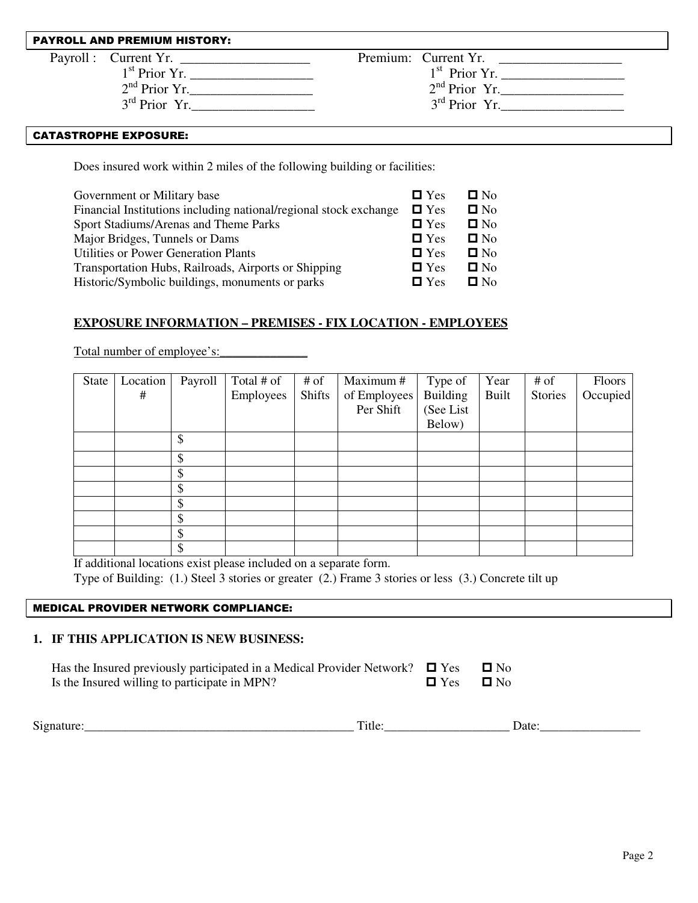## PAYROLL AND PREMIUM HISTORY:

Payroll : Current Yr. ___________________
1st Prior Yr. ___________________
2nd Prior Yr.___________________
3rd Prior Yr.___________________

Premium: Current Yr. ___________________
1st Prior Yr. ___________________
2nd Prior Yr.___________________
3rd Prior Yr.___________________

## CATASTROPHE EXPOSURE:

Does insured work within 2 miles of the following building or facilities:

| | | |
|---|---|---|
| Government or Military base | ☐ Yes | ☐ No |
| Financial Institutions including national/regional stock exchange | ☐ Yes | ☐ No |
| Sport Stadiums/Arenas and Theme Parks | ☐ Yes | ☐ No |
| Major Bridges, Tunnels or Dams | ☐ Yes | ☐ No |
| Utilities or Power Generation Plants | ☐ Yes | ☐ No |
| Transportation Hubs, Railroads, Airports or Shipping | ☐ Yes | ☐ No |
| Historic/Symbolic buildings, monuments or parks | ☐ Yes | ☐ No |

### EXPOSURE INFORMATION – PREMISES - FIX LOCATION - EMPLOYEES

Total number of employee's:______________

| State | Location # | Payroll | Total # of Employees | # of Shifts | Maximum # of Employees Per Shift | Type of Building (See List Below) | Year Built | # of Stories | Floors Occupied |
|---|---|---|---|---|---|---|---|---|---|
| | | $ | | | | | | | |
| | | $ | | | | | | | |
| | | $ | | | | | | | |
| | | $ | | | | | | | |
| | | $ | | | | | | | |
| | | $ | | | | | | | |
| | | $ | | | | | | | |
| | | $ | | | | | | | |

If additional locations exist please included on a separate form.

Type of Building: (1.) Steel 3 stories or greater (2.) Frame 3 stories or less (3.) Concrete tilt up

## MEDICAL PROVIDER NETWORK COMPLIANCE:

### 1. IF THIS APPLICATION IS NEW BUSINESS:

| | | |
|---|---|---|
| Has the Insured previously participated in a Medical Provider Network? | ☐ Yes | ☐ No |
| Is the Insured willing to participate in MPN? | ☐ Yes | ☐ No |

Signature:____________________________________________ Title:____________________ Date:________________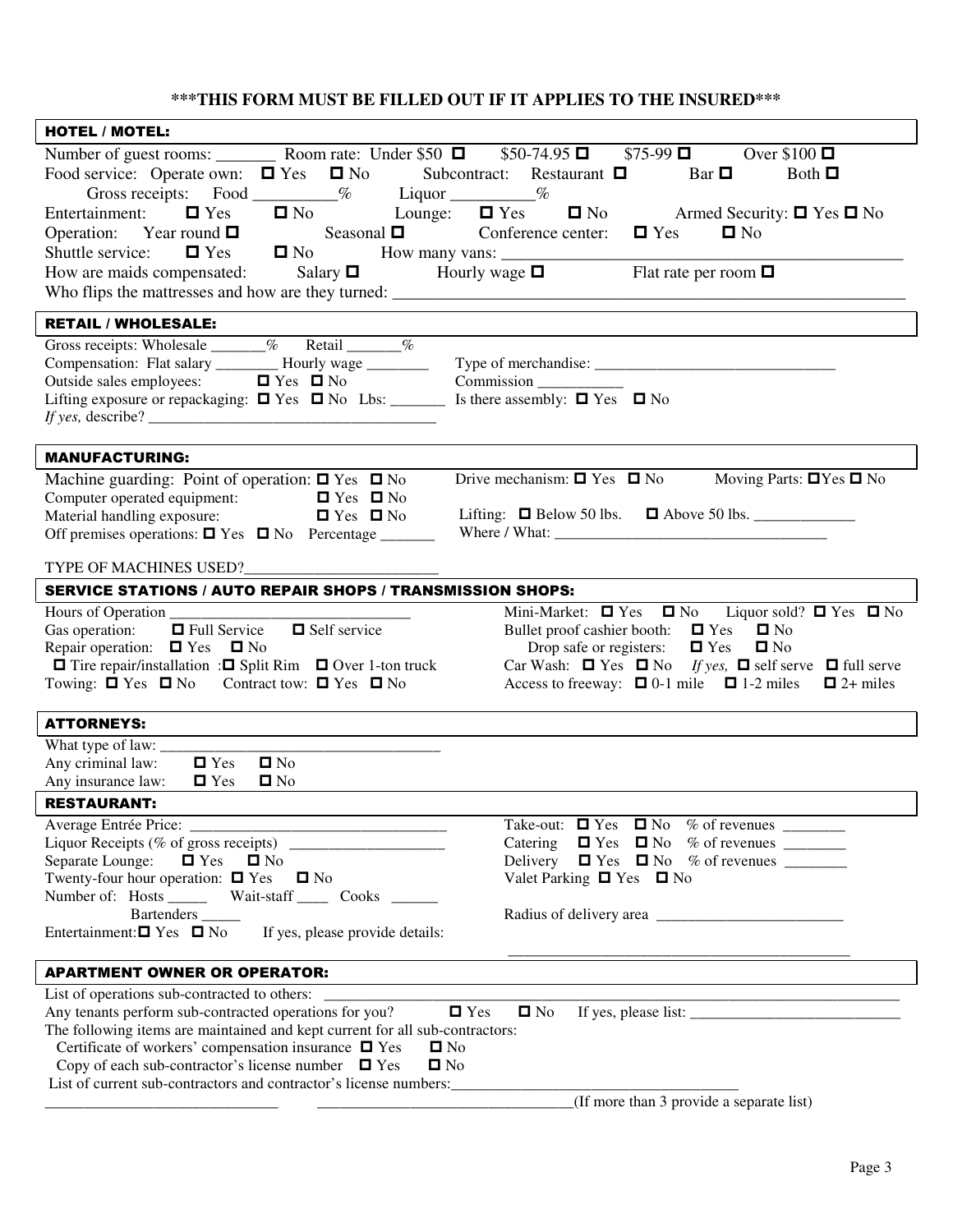**\*\*\*THIS FORM MUST BE FILLED OUT IF IT APPLIES TO THE INSURED\*\*\***

## HOTEL / MOTEL:

Number of guest rooms: _______ Room rate: Under $50 ☐ $50-74.95 ☐ $75-99 ☐ Over $100 ☐

Food service: Operate own: ☐ Yes ☐ No Subcontract: Restaurant ☐ Bar ☐ Both ☐

Gross receipts: Food __________% Liquor __________%

Entertainment: ☐ Yes ☐ No Lounge: ☐ Yes ☐ No Armed Security: ☐ Yes ☐ No

Operation: Year round ☐ Seasonal ☐ Conference center: ☐ Yes ☐ No

Shuttle service: ☐ Yes ☐ No How many vans: ______________________________

How are maids compensated: Salary ☐ Hourly wage ☐ Flat rate per room ☐

Who flips the mattresses and how are they turned: ______________________________

## RETAIL / WHOLESALE:

Gross receipts: Wholesale _______% Retail _______%

Compensation: Flat salary ________ Hourly wage ________

Type of merchandise: ______________________________

Outside sales employees: ☐ Yes ☐ No

Commission ___________

Lifting exposure or repackaging: ☐ Yes ☐ No Lbs: _______ Is there assembly: ☐ Yes ☐ No

*If yes,* describe? ______________________________

## MANUFACTURING:

Machine guarding: Point of operation: ☐ Yes ☐ No

Drive mechanism: ☐ Yes ☐ No Moving Parts: ☐ Yes ☐ No

Computer operated equipment: ☐ Yes ☐ No

Material handling exposure: ☐ Yes ☐ No

Lifting: ☐ Below 50 lbs. ☐ Above 50 lbs. _____________

Off premises operations: ☐ Yes ☐ No Percentage _______

Where / What: ______________________________

TYPE OF MACHINES USED?________________________

## SERVICE STATIONS / AUTO REPAIR SHOPS / TRANSMISSION SHOPS:

Hours of Operation ______________________________

Gas operation: ☐ Full Service ☐ Self service

Repair operation: ☐ Yes ☐ No

☐ Tire repair/installation : ☐ Split Rim ☐ Over 1-ton truck

Towing: ☐ Yes ☐ No Contract tow: ☐ Yes ☐ No

Mini-Market: ☐ Yes ☐ No Liquor sold? ☐ Yes ☐ No

Bullet proof cashier booth: ☐ Yes ☐ No

Drop safe or registers: ☐ Yes ☐ No

Car Wash: ☐ Yes ☐ No *If yes,* ☐ self serve ☐ full serve

Access to freeway: ☐ 0-1 mile ☐ 1-2 miles ☐ 2+ miles

## ATTORNEYS:

What type of law: ______________________________

Any criminal law: ☐ Yes ☐ No

Any insurance law: ☐ Yes ☐ No

## RESTAURANT:

Average Entrée Price: ______________________________

Liquor Receipts (% of gross receipts) ____________________

Separate Lounge: ☐ Yes ☐ No

Twenty-four hour operation: ☐ Yes ☐ No

Number of: Hosts _____ Wait-staff ____ Cooks ______ Bartenders _____

Entertainment: ☐ Yes ☐ No If yes, please provide details:

Take-out: ☐ Yes ☐ No % of revenues ________

Catering ☐ Yes ☐ No % of revenues ________

Delivery ☐ Yes ☐ No % of revenues ________

Valet Parking ☐ Yes ☐ No

Radius of delivery area ________________________

______________________________

## APARTMENT OWNER OR OPERATOR:

List of operations sub-contracted to others: ______________________________

Any tenants perform sub-contracted operations for you? ☐ Yes ☐ No If yes, please list: ___________________________

The following items are maintained and kept current for all sub-contractors:

Certificate of workers' compensation insurance ☐ Yes ☐ No

Copy of each sub-contractor's license number ☐ Yes ☐ No

List of current sub-contractors and contractor's license numbers:______________________________

______________________________ ______________________________(If more than 3 provide a separate list)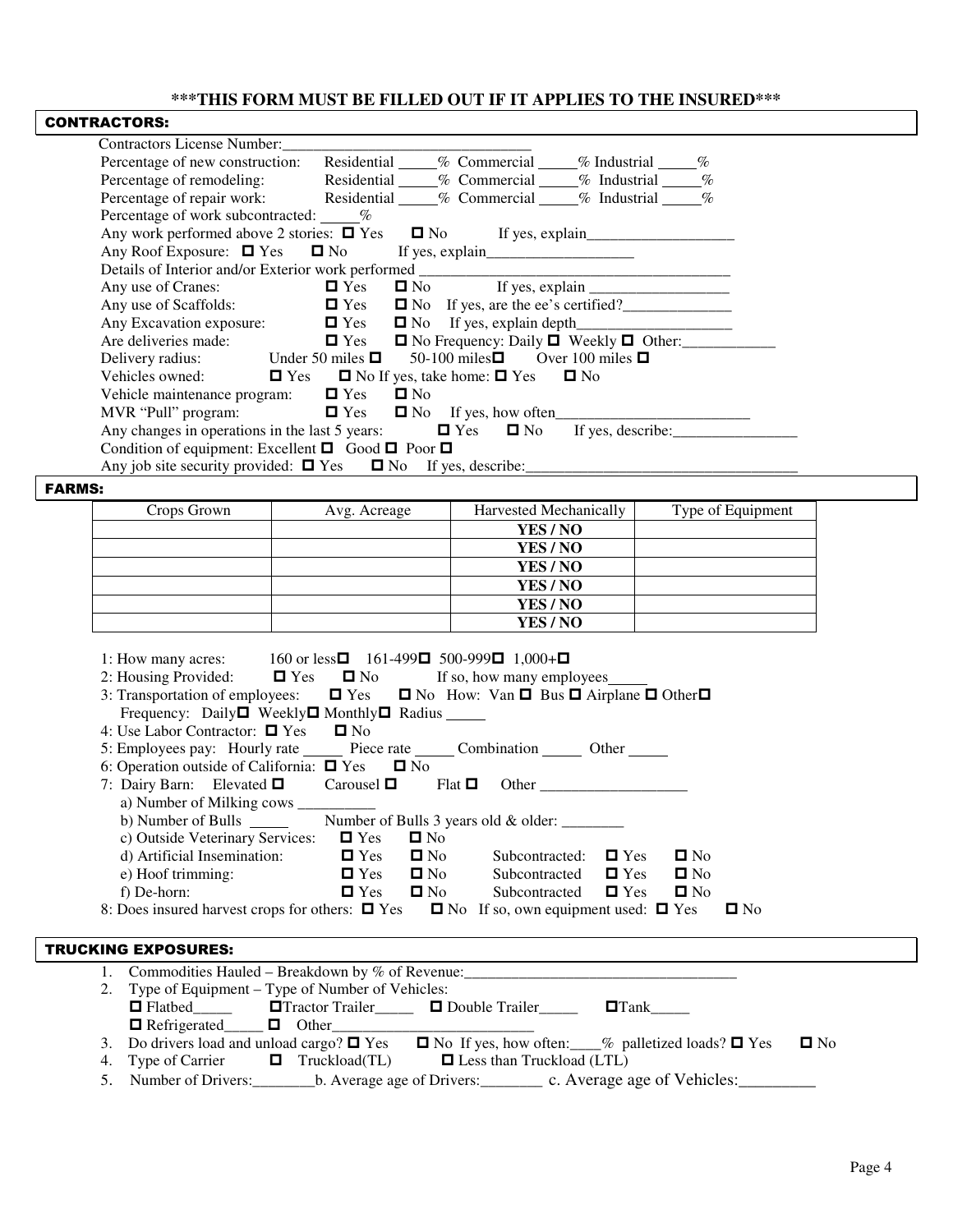**\*\*\*THIS FORM MUST BE FILLED OUT IF IT APPLIES TO THE INSURED\*\*\***

## CONTRACTORS:

Contractors License Number:________________________________

Percentage of new construction: Residential _____% Commercial _____% Industrial _____%

Percentage of remodeling: Residential _____% Commercial _____% Industrial _____%

Percentage of repair work: Residential _____% Commercial _____% Industrial _____%

Percentage of work subcontracted: _____%

Any work performed above 2 stories: ☐ Yes ☐ No If yes, explain___________________

Any Roof Exposure: ☐ Yes ☐ No If yes, explain___________________

Details of Interior and/or Exterior work performed ________________________________________

Any use of Cranes: ☐ Yes ☐ No If yes, explain __________________

Any use of Scaffolds: ☐ Yes ☐ No If yes, are the ee's certified?______________

Any Excavation exposure: ☐ Yes ☐ No If yes, explain depth____________________

Are deliveries made: ☐ Yes ☐ No Frequency: Daily ☐ Weekly ☐ Other:____________

Delivery radius: Under 50 miles ☐ 50-100 miles☐ Over 100 miles ☐

Vehicles owned: ☐ Yes ☐ No If yes, take home: ☐ Yes ☐ No

Vehicle maintenance program: ☐ Yes ☐ No

MVR "Pull" program: ☐ Yes ☐ No If yes, how often__________________________

Any changes in operations in the last 5 years: ☐ Yes ☐ No If yes, describe:________________

Condition of equipment: Excellent ☐ Good ☐ Poor ☐

Any job site security provided: ☐ Yes ☐ No If yes, describe:___________________________________

## FARMS:

| Crops Grown | Avg. Acreage | Harvested Mechanically | Type of Equipment |
|---|---|---|---|
| | | **YES / NO** | |
| | | **YES / NO** | |
| | | **YES / NO** | |
| | | **YES / NO** | |
| | | **YES / NO** | |
| | | **YES / NO** | |

1: How many acres: 160 or less☐ 161-499☐ 500-999☐ 1,000+☐

2: Housing Provided: ☐ Yes ☐ No If so, how many employees_____

3: Transportation of employees: ☐ Yes ☐ No How: Van ☐ Bus ☐ Airplane ☐ Other☐

Frequency: Daily☐ Weekly☐ Monthly☐ Radius _____

4: Use Labor Contractor: ☐ Yes ☐ No

5: Employees pay: Hourly rate _____ Piece rate _____ Combination _____ Other _____

6: Operation outside of California: ☐ Yes ☐ No

7: Dairy Barn: Elevated ☐ Carousel ☐ Flat ☐ Other ___________________

a) Number of Milking cows __________

b) Number of Bulls _____ Number of Bulls 3 years old & older: ________

c) Outside Veterinary Services: ☐ Yes ☐ No

d) Artificial Insemination: ☐ Yes ☐ No Subcontracted: ☐ Yes ☐ No

e) Hoof trimming: ☐ Yes ☐ No Subcontracted ☐ Yes ☐ No

f) De-horn: ☐ Yes ☐ No Subcontracted ☐ Yes ☐ No

8: Does insured harvest crops for others: ☐ Yes ☐ No If so, own equipment used: ☐ Yes ☐ No

## TRUCKING EXPOSURES:

1. Commodities Hauled – Breakdown by % of Revenue:___________________________________
2. Type of Equipment – Type of Number of Vehicles:
   ☐ Flatbed_____ ☐Tractor Trailer_____ ☐ Double Trailer_____ ☐Tank_____
   ☐ Refrigerated_____ ☐ Other___________________________
3. Do drivers load and unload cargo? ☐ Yes ☐ No If yes, how often:____% palletized loads? ☐ Yes ☐ No
4. Type of Carrier ☐ Truckload(TL) ☐ Less than Truckload (LTL)
5. Number of Drivers:________b. Average age of Drivers:________ c. Average age of Vehicles:_________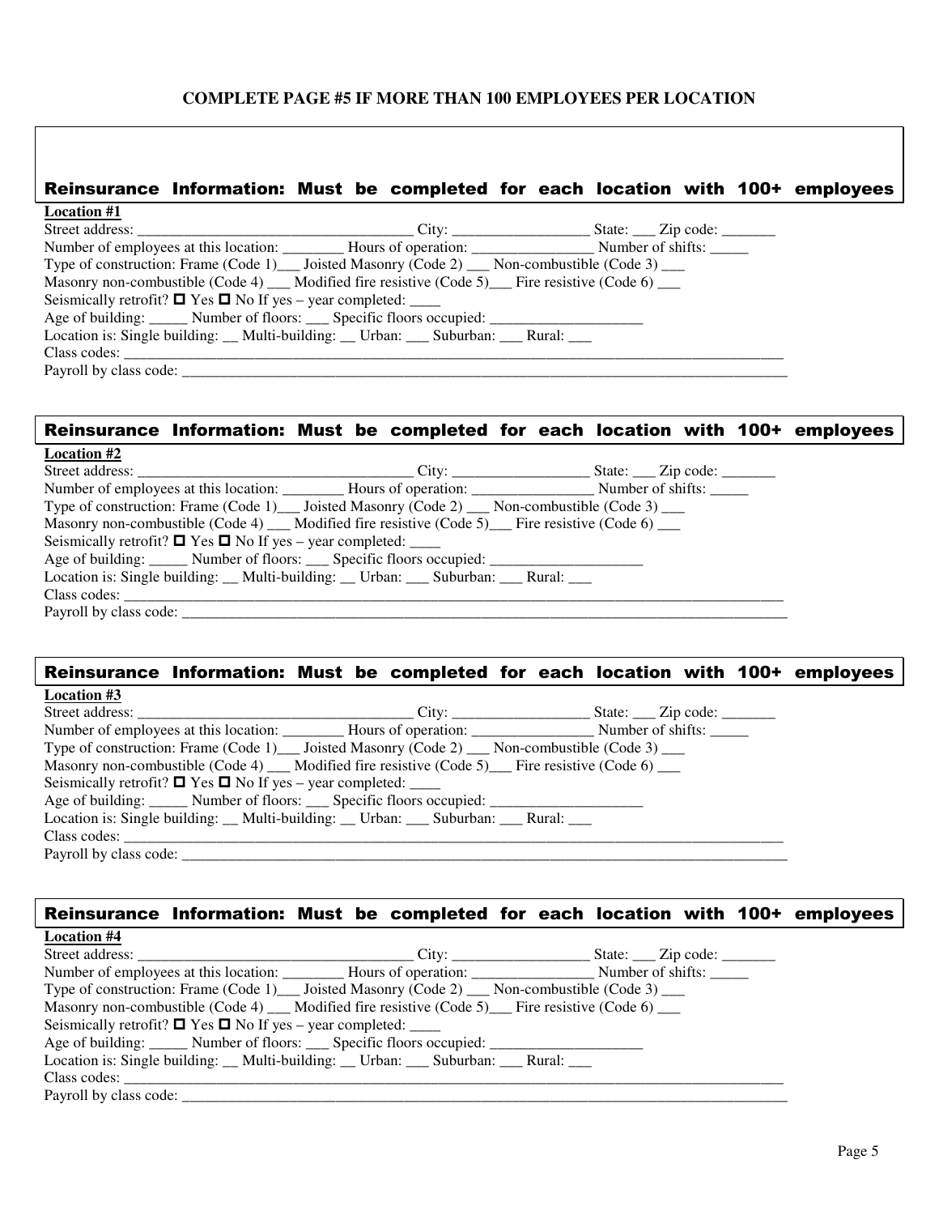**COMPLETE PAGE #5 IF MORE THAN 100 EMPLOYEES PER LOCATION**

## Reinsurance Information: Must be completed for each location with 100+ employees

**Location #1**

Street address: ____________________________________ City: __________________ State: ___ Zip code: _______

Number of employees at this location: ________ Hours of operation: ________________ Number of shifts: _____

Type of construction: Frame (Code 1)___ Joisted Masonry (Code 2) ___ Non-combustible (Code 3) ___

Masonry non-combustible (Code 4) ___ Modified fire resistive (Code 5)___ Fire resistive (Code 6) ___

Seismically retrofit? ☐ Yes ☐ No If yes – year completed: ____

Age of building: _____ Number of floors: ___ Specific floors occupied: ____________________

Location is: Single building: __ Multi-building: __ Urban: ___ Suburban: ___ Rural: ___

Class codes: _______________________________________________________________________________________

Payroll by class code: _________________________________________________________________________________

## Reinsurance Information: Must be completed for each location with 100+ employees

**Location #2**

Street address: ____________________________________ City: __________________ State: ___ Zip code: _______

Number of employees at this location: ________ Hours of operation: ________________ Number of shifts: _____

Type of construction: Frame (Code 1)___ Joisted Masonry (Code 2) ___ Non-combustible (Code 3) ___

Masonry non-combustible (Code 4) ___ Modified fire resistive (Code 5)___ Fire resistive (Code 6) ___

Seismically retrofit? ☐ Yes ☐ No If yes – year completed: ____

Age of building: _____ Number of floors: ___ Specific floors occupied: ____________________

Location is: Single building: __ Multi-building: __ Urban: ___ Suburban: ___ Rural: ___

Class codes: _______________________________________________________________________________________

Payroll by class code: _________________________________________________________________________________

## Reinsurance Information: Must be completed for each location with 100+ employees

**Location #3**

Street address: ____________________________________ City: __________________ State: ___ Zip code: _______

Number of employees at this location: ________ Hours of operation: ________________ Number of shifts: _____

Type of construction: Frame (Code 1)___ Joisted Masonry (Code 2) ___ Non-combustible (Code 3) ___

Masonry non-combustible (Code 4) ___ Modified fire resistive (Code 5)___ Fire resistive (Code 6) ___

Seismically retrofit? ☐ Yes ☐ No If yes – year completed: ____

Age of building: _____ Number of floors: ___ Specific floors occupied: ____________________

Location is: Single building: __ Multi-building: __ Urban: ___ Suburban: ___ Rural: ___

Class codes: _______________________________________________________________________________________

Payroll by class code: _________________________________________________________________________________

## Reinsurance Information: Must be completed for each location with 100+ employees

**Location #4**

Street address: ____________________________________ City: __________________ State: ___ Zip code: _______

Number of employees at this location: ________ Hours of operation: ________________ Number of shifts: _____

Type of construction: Frame (Code 1)___ Joisted Masonry (Code 2) ___ Non-combustible (Code 3) ___

Masonry non-combustible (Code 4) ___ Modified fire resistive (Code 5)___ Fire resistive (Code 6) ___

Seismically retrofit? ☐ Yes ☐ No If yes – year completed: ____

Age of building: _____ Number of floors: ___ Specific floors occupied: ____________________

Location is: Single building: __ Multi-building: __ Urban: ___ Suburban: ___ Rural: ___

Class codes: _______________________________________________________________________________________

Payroll by class code: _________________________________________________________________________________